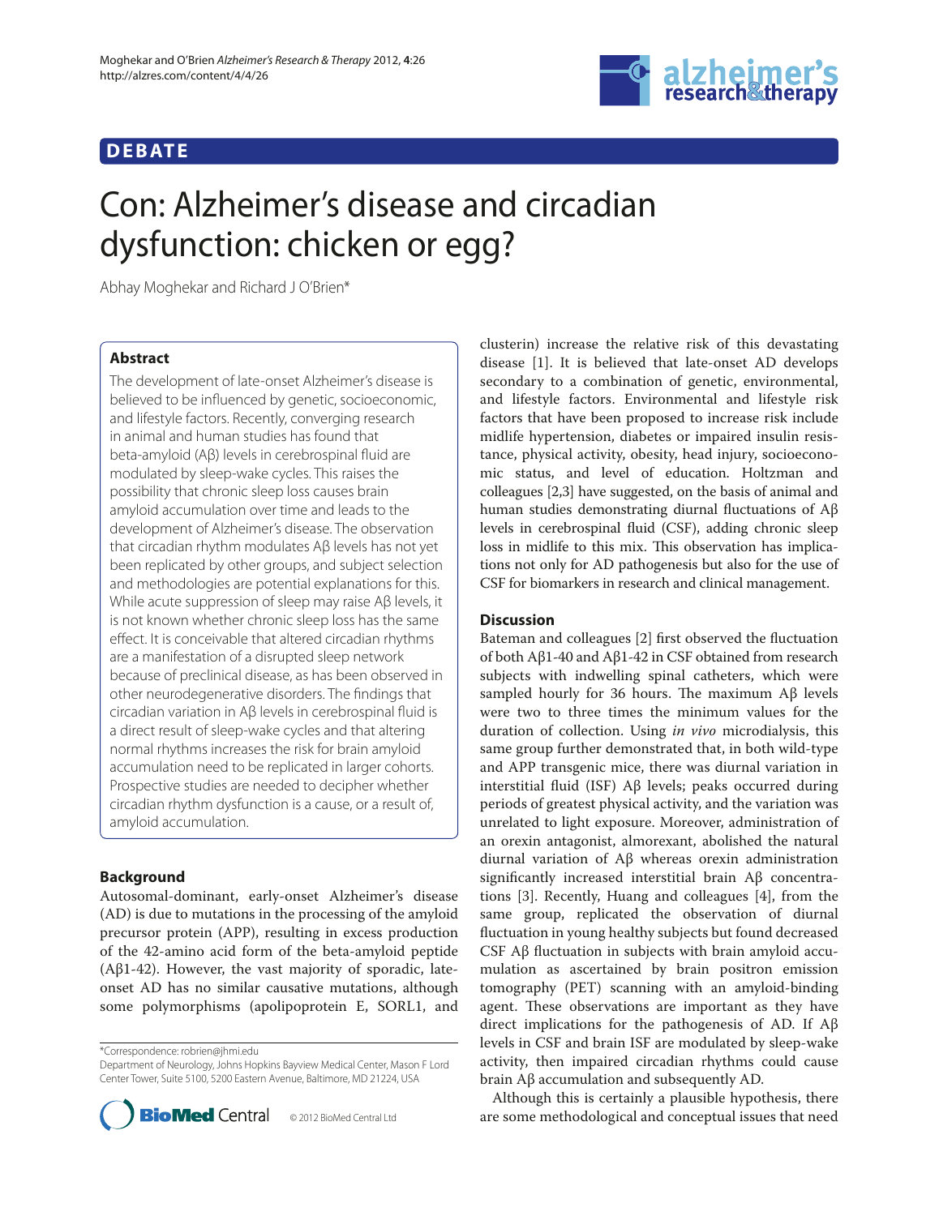**DEBATE**

# Con: Alzheimer's disease and circadian dysfunction: chicken or egg?

Abhay Moghekar and Richard J O'Brien*

## Abstract

The development of late-onset Alzheimer's disease is believed to be influenced by genetic, socioeconomic, and lifestyle factors. Recently, converging research in animal and human studies has found that beta-amyloid (Aβ) levels in cerebrospinal fluid are modulated by sleep-wake cycles. This raises the possibility that chronic sleep loss causes brain amyloid accumulation over time and leads to the development of Alzheimer's disease. The observation that circadian rhythm modulates Aβ levels has not yet been replicated by other groups, and subject selection and methodologies are potential explanations for this. While acute suppression of sleep may raise Aβ levels, it is not known whether chronic sleep loss has the same effect. It is conceivable that altered circadian rhythms are a manifestation of a disrupted sleep network because of preclinical disease, as has been observed in other neurodegenerative disorders. The findings that circadian variation in Aβ levels in cerebrospinal fluid is a direct result of sleep-wake cycles and that altering normal rhythms increases the risk for brain amyloid accumulation need to be replicated in larger cohorts. Prospective studies are needed to decipher whether circadian rhythm dysfunction is a cause, or a result of, amyloid accumulation.

## Background

Autosomal-dominant, early-onset Alzheimer's disease (AD) is due to mutations in the processing of the amyloid precursor protein (APP), resulting in excess production of the 42-amino acid form of the beta-amyloid peptide (Aβ1-42). However, the vast majority of sporadic, late-onset AD has no similar causative mutations, although some polymorphisms (apolipoprotein E, SORL1, and clusterin) increase the relative risk of this devastating disease [1]. It is believed that late-onset AD develops secondary to a combination of genetic, environmental, and lifestyle factors. Environmental and lifestyle risk factors that have been proposed to increase risk include midlife hypertension, diabetes or impaired insulin resistance, physical activity, obesity, head injury, socioeconomic status, and level of education. Holtzman and colleagues [2,3] have suggested, on the basis of animal and human studies demonstrating diurnal fluctuations of Aβ levels in cerebrospinal fluid (CSF), adding chronic sleep loss in midlife to this mix. This observation has implications not only for AD pathogenesis but also for the use of CSF for biomarkers in research and clinical management.

*Correspondence: robrien@jhmi.edu
Department of Neurology, Johns Hopkins Bayview Medical Center, Mason F Lord Center Tower, Suite 5100, 5200 Eastern Avenue, Baltimore, MD 21224, USA

© 2012 BioMed Central Ltd

## Discussion

Bateman and colleagues [2] first observed the fluctuation of both Aβ1-40 and Aβ1-42 in CSF obtained from research subjects with indwelling spinal catheters, which were sampled hourly for 36 hours. The maximum Aβ levels were two to three times the minimum values for the duration of collection. Using *in vivo* microdialysis, this same group further demonstrated that, in both wild-type and APP transgenic mice, there was diurnal variation in interstitial fluid (ISF) Aβ levels; peaks occurred during periods of greatest physical activity, and the variation was unrelated to light exposure. Moreover, administration of an orexin antagonist, almorexant, abolished the natural diurnal variation of Aβ whereas orexin administration significantly increased interstitial brain Aβ concentrations [3]. Recently, Huang and colleagues [4], from the same group, replicated the observation of diurnal fluctuation in young healthy subjects but found decreased CSF Aβ fluctuation in subjects with brain amyloid accumulation as ascertained by brain positron emission tomography (PET) scanning with an amyloid-binding agent. These observations are important as they have direct implications for the pathogenesis of AD. If Aβ levels in CSF and brain ISF are modulated by sleep-wake activity, then impaired circadian rhythms could cause brain Aβ accumulation and subsequently AD.

Although this is certainly a plausible hypothesis, there are some methodological and conceptual issues that need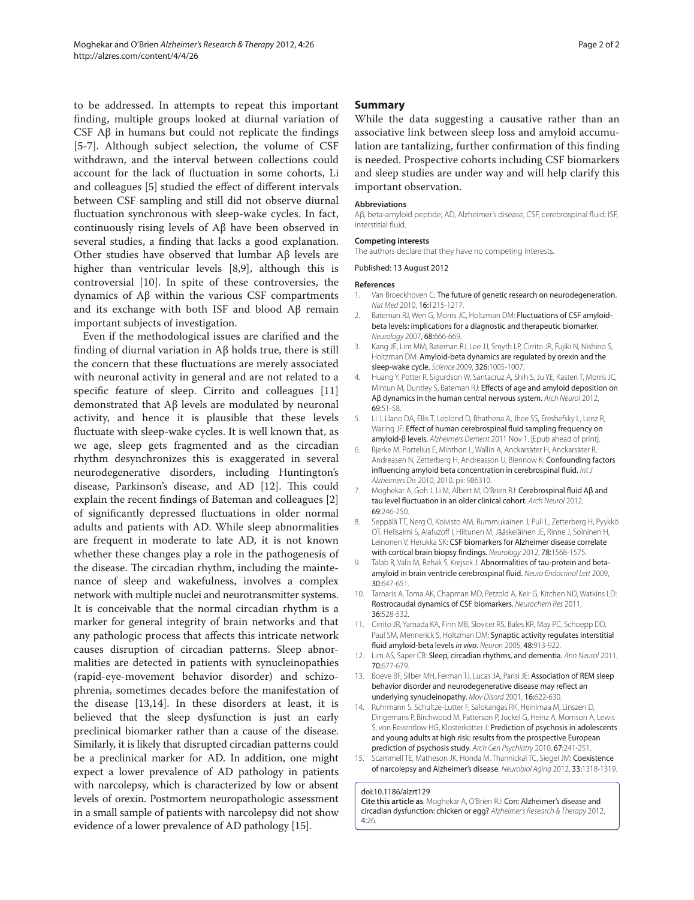to be addressed. In attempts to repeat this important finding, multiple groups looked at diurnal variation of CSF Aβ in humans but could not replicate the findings [5-7]. Although subject selection, the volume of CSF withdrawn, and the interval between collections could account for the lack of fluctuation in some cohorts, Li and colleagues [5] studied the effect of different intervals between CSF sampling and still did not observe diurnal fluctuation synchronous with sleep-wake cycles. In fact, continuously rising levels of Aβ have been observed in several studies, a finding that lacks a good explanation. Other studies have observed that lumbar Aβ levels are higher than ventricular levels [8,9], although this is controversial [10]. In spite of these controversies, the dynamics of Aβ within the various CSF compartments and its exchange with both ISF and blood Aβ remain important subjects of investigation.

Even if the methodological issues are clarified and the finding of diurnal variation in Aβ holds true, there is still the concern that these fluctuations are merely associated with neuronal activity in general and are not related to a specific feature of sleep. Cirrito and colleagues [11] demonstrated that Aβ levels are modulated by neuronal activity, and hence it is plausible that these levels fluctuate with sleep-wake cycles. It is well known that, as we age, sleep gets fragmented and as the circadian rhythm desynchronizes this is exaggerated in several neurodegenerative disorders, including Huntington's disease, Parkinson's disease, and AD [12]. This could explain the recent findings of Bateman and colleagues [2] of significantly depressed fluctuations in older normal adults and patients with AD. While sleep abnormalities are frequent in moderate to late AD, it is not known whether these changes play a role in the pathogenesis of the disease. The circadian rhythm, including the maintenance of sleep and wakefulness, involves a complex network with multiple nuclei and neurotransmitter systems. It is conceivable that the normal circadian rhythm is a marker for general integrity of brain networks and that any pathologic process that affects this intricate network causes disruption of circadian patterns. Sleep abnormalities are detected in patients with synucleinopathies (rapid-eye-movement behavior disorder) and schizophrenia, sometimes decades before the manifestation of the disease [13,14]. In these disorders at least, it is believed that the sleep dysfunction is just an early preclinical biomarker rather than a cause of the disease. Similarly, it is likely that disrupted circadian patterns could be a preclinical marker for AD. In addition, one might expect a lower prevalence of AD pathology in patients with narcolepsy, which is characterized by low or absent levels of orexin. Postmortem neuropathologic assessment in a small sample of patients with narcolepsy did not show evidence of a lower prevalence of AD pathology [15].

## Summary

While the data suggesting a causative rather than an associative link between sleep loss and amyloid accumulation are tantalizing, further confirmation of this finding is needed. Prospective cohorts including CSF biomarkers and sleep studies are under way and will help clarify this important observation.

#### Abbreviations

Aβ, beta-amyloid peptide; AD, Alzheimer's disease; CSF, cerebrospinal fluid; ISF, interstitial fluid.

#### Competing interests

The authors declare that they have no competing interests.

Published: 13 August 2012

#### References

1. Van Broeckhoven C: The future of genetic research on neurodegeneration. *Nat Med* 2010, **16:**1215-1217.
2. Bateman RJ, Wen G, Morris JC, Holtzman DM: Fluctuations of CSF amyloid-beta levels: implications for a diagnostic and therapeutic biomarker. *Neurology* 2007, **68:**666-669.
3. Kang JE, Lim MM, Bateman RJ, Lee JJ, Smyth LP, Cirrito JR, Fujiki N, Nishino S, Holtzman DM: Amyloid-beta dynamics are regulated by orexin and the sleep-wake cycle. *Science* 2009, **326:**1005-1007.
4. Huang Y, Potter R, Sigurdson W, Santacruz A, Shih S, Ju YE, Kasten T, Morris JC, Mintun M, Duntley S, Bateman RJ: Effects of age and amyloid deposition on Aβ dynamics in the human central nervous system. *Arch Neurol* 2012, **69:**51-58.
5. Li J, Llano DA, Ellis T, Leblond D, Bhathena A, Jhee SS, Ereshefsky L, Lenz R, Waring JF: Effect of human cerebrospinal fluid sampling frequency on amyloid-β levels. *Alzheimers Dement* 2011 Nov 1. [Epub ahead of print].
6. Bjerke M, Portelius E, Minthon L, Wallin A, Anckarsäter H, Anckarsäter R, Andreasen N, Zetterberg H, Andreasson U, Blennow K: Confounding factors influencing amyloid beta concentration in cerebrospinal fluid. *Int J Alzheimers Dis* 2010, 2010. pii: 986310.
7. Moghekar A, Goh J, Li M, Albert M, O'Brien RJ: Cerebrospinal fluid Aβ and tau level fluctuation in an older clinical cohort. *Arch Neurol* 2012, **69:**246-250.
8. Seppälä TT, Nerg O, Koivisto AM, Rummukainen J, Puli L, Zetterberg H, Pyykkö OT, Helisalmi S, Alafuzoff I, Hiltunen M, Jääskeläinen JE, Rinne J, Soininen H, Leinonen V, Herukka SK: CSF biomarkers for Alzheimer disease correlate with cortical brain biopsy findings. *Neurology* 2012, **78:**1568-1575.
9. Talab R, Valis M, Rehak S, Krejsek J: Abnormalities of tau-protein and beta-amyloid in brain ventricle cerebrospinal fluid. *Neuro Endocrinol Lett* 2009, **30:**647-651.
10. Tarnaris A, Toma AK, Chapman MD, Petzold A, Keir G, Kitchen ND, Watkins LD: Rostrocaudal dynamics of CSF biomarkers. *Neurochem Res* 2011, **36:**528-532.
11. Cirrito JR, Yamada KA, Finn MB, Sloviter RS, Bales KR, May PC, Schoepp DD, Paul SM, Mennerick S, Holtzman DM: Synaptic activity regulates interstitial fluid amyloid-beta levels *in vivo*. *Neuron* 2005, **48:**913-922.
12. Lim AS, Saper CB: Sleep, circadian rhythms, and dementia. *Ann Neurol* 2011, **70:**677-679.
13. Boeve BF, Silber MH, Ferman TJ, Lucas JA, Parisi JE: Association of REM sleep behavior disorder and neurodegenerative disease may reflect an underlying synucleinopathy. *Mov Disord* 2001, **16:**622-630.
14. Ruhrmann S, Schultze-Lutter F, Salokangas RK, Heinimaa M, Linszen D, Dingemans P, Birchwood M, Patterson P, Juckel G, Heinz A, Morrison A, Lewis S, von Reventlow HG, Klosterkötter J: Prediction of psychosis in adolescents and young adults at high risk: results from the prospective European prediction of psychosis study. *Arch Gen Psychiatry* 2010, **67:**241-251.
15. Scammell TE, Matheson JK, Honda M, Thannickal TC, Siegel JM: Coexistence of narcolepsy and Alzheimer's disease. *Neurobiol Aging* 2012, **33:**1318-1319.

doi:10.1186/alzrt129

**Cite this article as**: Moghekar A, O'Brien RJ: Con: Alzheimer's disease and circadian dysfunction: chicken or egg? *Alzheimer's Research & Therapy* 2012, **4:**26.